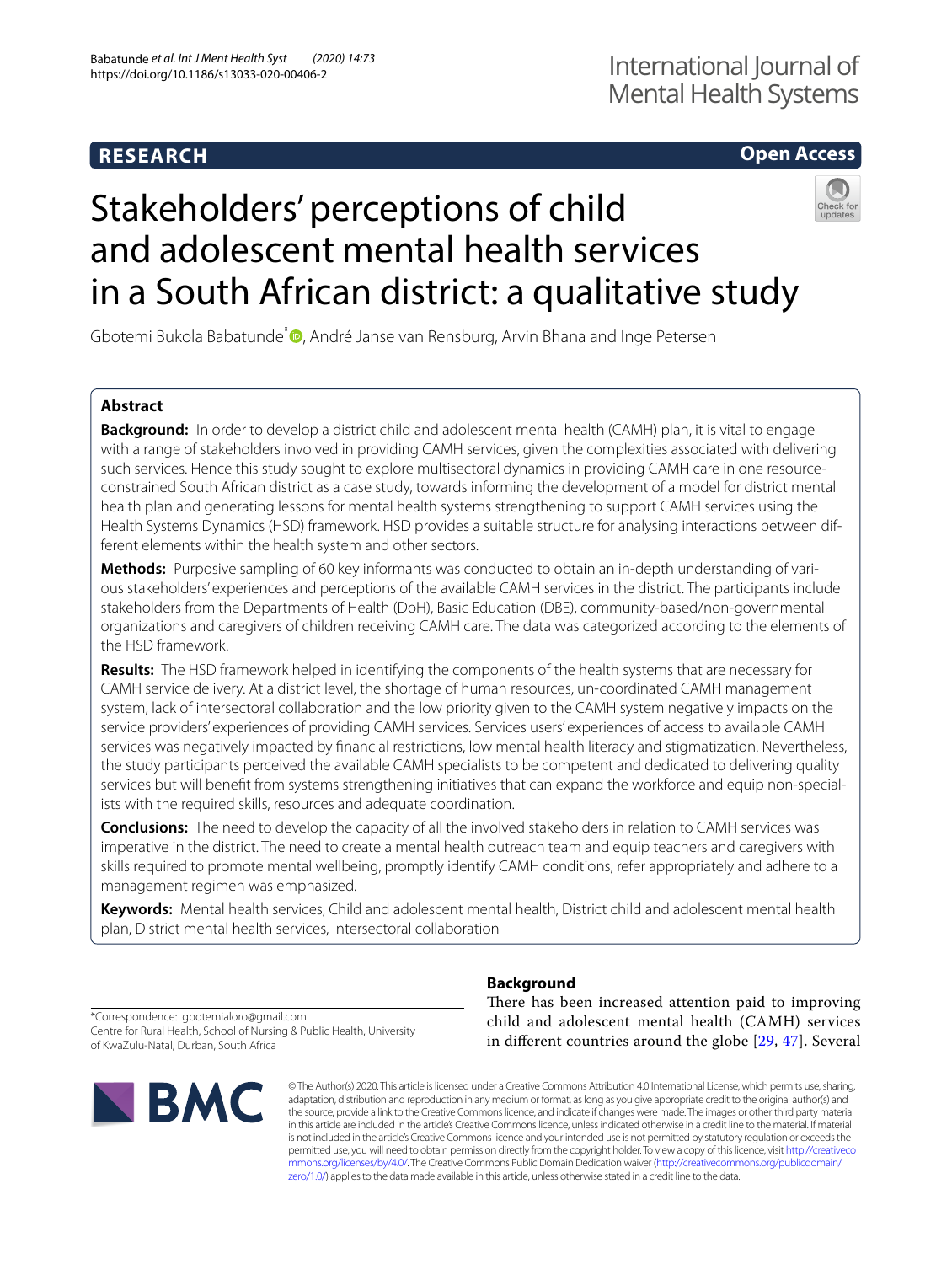RESEARCH

Open Access

# Stakeholders' perceptions of child and adolescent mental health services in a South African district: a qualitative study

Gbotemi Bukola Babatunde*, André Janse van Rensburg, Arvin Bhana and Inge Petersen

## Abstract

**Background:** In order to develop a district child and adolescent mental health (CAMH) plan, it is vital to engage with a range of stakeholders involved in providing CAMH services, given the complexities associated with delivering such services. Hence this study sought to explore multisectoral dynamics in providing CAMH care in one resource-constrained South African district as a case study, towards informing the development of a model for district mental health plan and generating lessons for mental health systems strengthening to support CAMH services using the Health Systems Dynamics (HSD) framework. HSD provides a suitable structure for analysing interactions between different elements within the health system and other sectors.

**Methods:** Purposive sampling of 60 key informants was conducted to obtain an in-depth understanding of various stakeholders' experiences and perceptions of the available CAMH services in the district. The participants include stakeholders from the Departments of Health (DoH), Basic Education (DBE), community-based/non-governmental organizations and caregivers of children receiving CAMH care. The data was categorized according to the elements of the HSD framework.

**Results:** The HSD framework helped in identifying the components of the health systems that are necessary for CAMH service delivery. At a district level, the shortage of human resources, un-coordinated CAMH management system, lack of intersectoral collaboration and the low priority given to the CAMH system negatively impacts on the service providers' experiences of providing CAMH services. Services users' experiences of access to available CAMH services was negatively impacted by financial restrictions, low mental health literacy and stigmatization. Nevertheless, the study participants perceived the available CAMH specialists to be competent and dedicated to delivering quality services but will benefit from systems strengthening initiatives that can expand the workforce and equip non-specialists with the required skills, resources and adequate coordination.

**Conclusions:** The need to develop the capacity of all the involved stakeholders in relation to CAMH services was imperative in the district. The need to create a mental health outreach team and equip teachers and caregivers with skills required to promote mental wellbeing, promptly identify CAMH conditions, refer appropriately and adhere to a management regimen was emphasized.

**Keywords:** Mental health services, Child and adolescent mental health, District child and adolescent mental health plan, District mental health services, Intersectoral collaboration

*Correspondence: gbotemialoro@gmail.com
Centre for Rural Health, School of Nursing & Public Health, University of KwaZulu-Natal, Durban, South Africa

## Background

There has been increased attention paid to improving child and adolescent mental health (CAMH) services in different countries around the globe [29, 47]. Several

© The Author(s) 2020. This article is licensed under a Creative Commons Attribution 4.0 International License, which permits use, sharing, adaptation, distribution and reproduction in any medium or format, as long as you give appropriate credit to the original author(s) and the source, provide a link to the Creative Commons licence, and indicate if changes were made. The images or other third party material in this article are included in the article's Creative Commons licence, unless indicated otherwise in a credit line to the material. If material is not included in the article's Creative Commons licence and your intended use is not permitted by statutory regulation or exceeds the permitted use, you will need to obtain permission directly from the copyright holder. To view a copy of this licence, visit http://creativecommons.org/licenses/by/4.0/. The Creative Commons Public Domain Dedication waiver (http://creativecommons.org/publicdomain/zero/1.0/) applies to the data made available in this article, unless otherwise stated in a credit line to the data.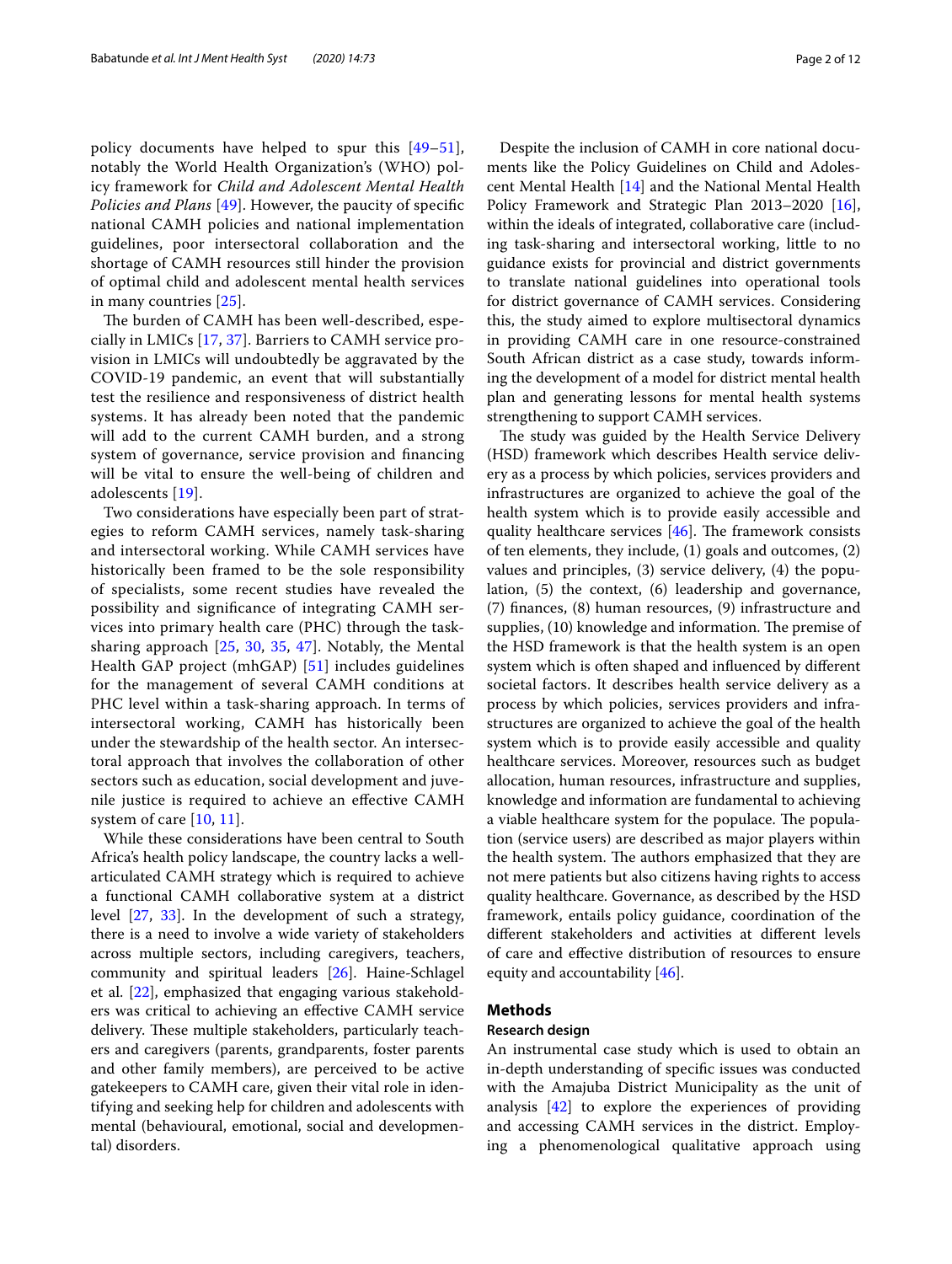policy documents have helped to spur this [49–51], notably the World Health Organization's (WHO) policy framework for *Child and Adolescent Mental Health Policies and Plans* [49]. However, the paucity of specific national CAMH policies and national implementation guidelines, poor intersectoral collaboration and the shortage of CAMH resources still hinder the provision of optimal child and adolescent mental health services in many countries [25].

The burden of CAMH has been well-described, especially in LMICs [17, 37]. Barriers to CAMH service provision in LMICs will undoubtedly be aggravated by the COVID-19 pandemic, an event that will substantially test the resilience and responsiveness of district health systems. It has already been noted that the pandemic will add to the current CAMH burden, and a strong system of governance, service provision and financing will be vital to ensure the well-being of children and adolescents [19].

Two considerations have especially been part of strategies to reform CAMH services, namely task-sharing and intersectoral working. While CAMH services have historically been framed to be the sole responsibility of specialists, some recent studies have revealed the possibility and significance of integrating CAMH services into primary health care (PHC) through the task-sharing approach [25, 30, 35, 47]. Notably, the Mental Health GAP project (mhGAP) [51] includes guidelines for the management of several CAMH conditions at PHC level within a task-sharing approach. In terms of intersectoral working, CAMH has historically been under the stewardship of the health sector. An intersectoral approach that involves the collaboration of other sectors such as education, social development and juvenile justice is required to achieve an effective CAMH system of care [10, 11].

While these considerations have been central to South Africa's health policy landscape, the country lacks a well-articulated CAMH strategy which is required to achieve a functional CAMH collaborative system at a district level [27, 33]. In the development of such a strategy, there is a need to involve a wide variety of stakeholders across multiple sectors, including caregivers, teachers, community and spiritual leaders [26]. Haine-Schlagel et al. [22], emphasized that engaging various stakeholders was critical to achieving an effective CAMH service delivery. These multiple stakeholders, particularly teachers and caregivers (parents, grandparents, foster parents and other family members), are perceived to be active gatekeepers to CAMH care, given their vital role in identifying and seeking help for children and adolescents with mental (behavioural, emotional, social and developmental) disorders.

Despite the inclusion of CAMH in core national documents like the Policy Guidelines on Child and Adolescent Mental Health [14] and the National Mental Health Policy Framework and Strategic Plan 2013–2020 [16], within the ideals of integrated, collaborative care (including task-sharing and intersectoral working, little to no guidance exists for provincial and district governments to translate national guidelines into operational tools for district governance of CAMH services. Considering this, the study aimed to explore multisectoral dynamics in providing CAMH care in one resource-constrained South African district as a case study, towards informing the development of a model for district mental health plan and generating lessons for mental health systems strengthening to support CAMH services.

The study was guided by the Health Service Delivery (HSD) framework which describes Health service delivery as a process by which policies, services providers and infrastructures are organized to achieve the goal of the health system which is to provide easily accessible and quality healthcare services [46]. The framework consists of ten elements, they include, (1) goals and outcomes, (2) values and principles, (3) service delivery, (4) the population, (5) the context, (6) leadership and governance, (7) finances, (8) human resources, (9) infrastructure and supplies, (10) knowledge and information. The premise of the HSD framework is that the health system is an open system which is often shaped and influenced by different societal factors. It describes health service delivery as a process by which policies, services providers and infrastructures are organized to achieve the goal of the health system which is to provide easily accessible and quality healthcare services. Moreover, resources such as budget allocation, human resources, infrastructure and supplies, knowledge and information are fundamental to achieving a viable healthcare system for the populace. The population (service users) are described as major players within the health system. The authors emphasized that they are not mere patients but also citizens having rights to access quality healthcare. Governance, as described by the HSD framework, entails policy guidance, coordination of the different stakeholders and activities at different levels of care and effective distribution of resources to ensure equity and accountability [46].

## Methods

### Research design

An instrumental case study which is used to obtain an in-depth understanding of specific issues was conducted with the Amajuba District Municipality as the unit of analysis [42] to explore the experiences of providing and accessing CAMH services in the district. Employing a phenomenological qualitative approach using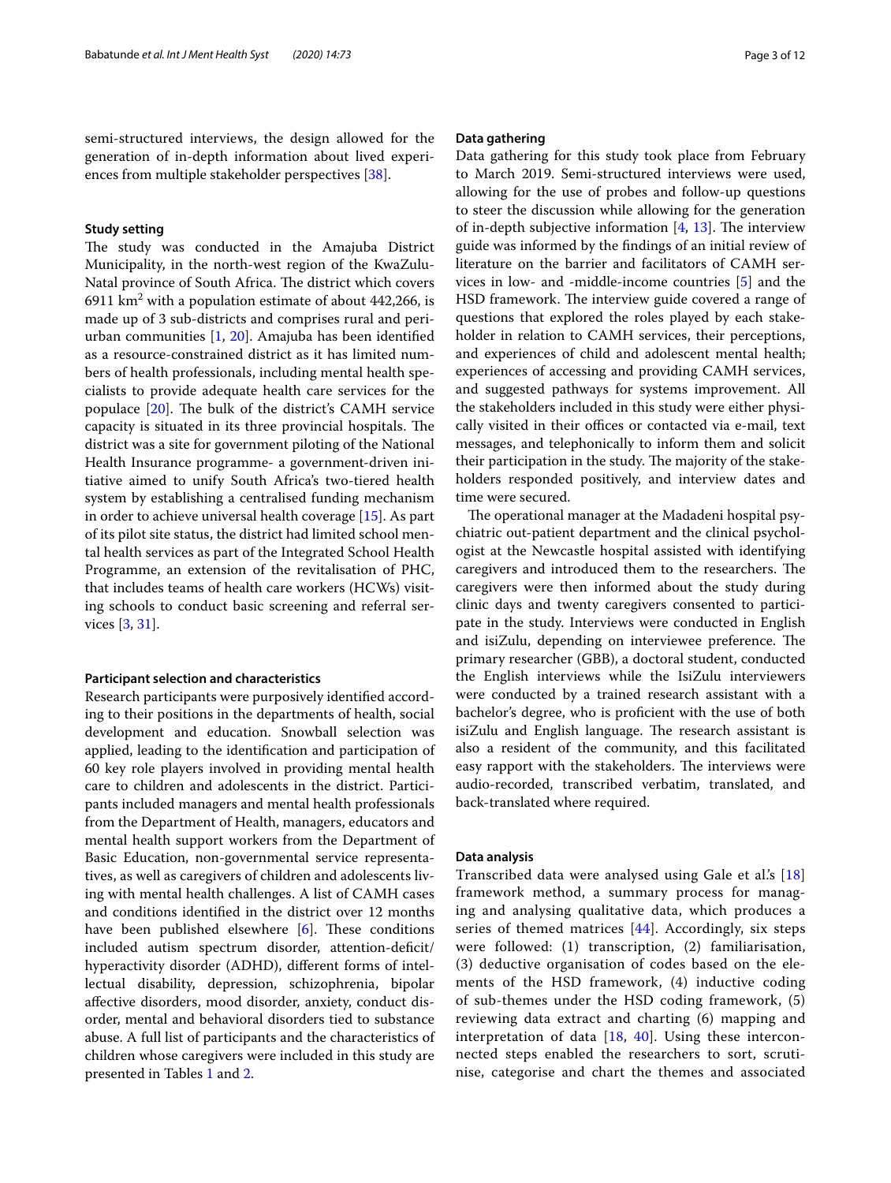semi-structured interviews, the design allowed for the generation of in-depth information about lived experiences from multiple stakeholder perspectives [38].

### Study setting

The study was conducted in the Amajuba District Municipality, in the north-west region of the KwaZulu-Natal province of South Africa. The district which covers 6911 $km^2$ with a population estimate of about 442,266, is made up of 3 sub-districts and comprises rural and peri-urban communities [1, 20]. Amajuba has been identified as a resource-constrained district as it has limited numbers of health professionals, including mental health specialists to provide adequate health care services for the populace [20]. The bulk of the district's CAMH service capacity is situated in its three provincial hospitals. The district was a site for government piloting of the National Health Insurance programme- a government-driven initiative aimed to unify South Africa's two-tiered health system by establishing a centralised funding mechanism in order to achieve universal health coverage [15]. As part of its pilot site status, the district had limited school mental health services as part of the Integrated School Health Programme, an extension of the revitalisation of PHC, that includes teams of health care workers (HCWs) visiting schools to conduct basic screening and referral services [3, 31].

### Participant selection and characteristics

Research participants were purposively identified according to their positions in the departments of health, social development and education. Snowball selection was applied, leading to the identification and participation of 60 key role players involved in providing mental health care to children and adolescents in the district. Participants included managers and mental health professionals from the Department of Health, managers, educators and mental health support workers from the Department of Basic Education, non-governmental service representatives, as well as caregivers of children and adolescents living with mental health challenges. A list of CAMH cases and conditions identified in the district over 12 months have been published elsewhere [6]. These conditions included autism spectrum disorder, attention-deficit/hyperactivity disorder (ADHD), different forms of intellectual disability, depression, schizophrenia, bipolar affective disorders, mood disorder, anxiety, conduct disorder, mental and behavioral disorders tied to substance abuse. A full list of participants and the characteristics of children whose caregivers were included in this study are presented in Tables 1 and 2.

### Data gathering

Data gathering for this study took place from February to March 2019. Semi-structured interviews were used, allowing for the use of probes and follow-up questions to steer the discussion while allowing for the generation of in-depth subjective information [4, 13]. The interview guide was informed by the findings of an initial review of literature on the barrier and facilitators of CAMH services in low- and -middle-income countries [5] and the HSD framework. The interview guide covered a range of questions that explored the roles played by each stakeholder in relation to CAMH services, their perceptions, and experiences of child and adolescent mental health; experiences of accessing and providing CAMH services, and suggested pathways for systems improvement. All the stakeholders included in this study were either physically visited in their offices or contacted via e-mail, text messages, and telephonically to inform them and solicit their participation in the study. The majority of the stakeholders responded positively, and interview dates and time were secured.

The operational manager at the Madadeni hospital psychiatric out-patient department and the clinical psychologist at the Newcastle hospital assisted with identifying caregivers and introduced them to the researchers. The caregivers were then informed about the study during clinic days and twenty caregivers consented to participate in the study. Interviews were conducted in English and isiZulu, depending on interviewee preference. The primary researcher (GBB), a doctoral student, conducted the English interviews while the IsiZulu interviewers were conducted by a trained research assistant with a bachelor's degree, who is proficient with the use of both isiZulu and English language. The research assistant is also a resident of the community, and this facilitated easy rapport with the stakeholders. The interviews were audio-recorded, transcribed verbatim, translated, and back-translated where required.

### Data analysis

Transcribed data were analysed using Gale et al.'s [18] framework method, a summary process for managing and analysing qualitative data, which produces a series of themed matrices [44]. Accordingly, six steps were followed: (1) transcription, (2) familiarisation, (3) deductive organisation of codes based on the elements of the HSD framework, (4) inductive coding of sub-themes under the HSD coding framework, (5) reviewing data extract and charting (6) mapping and interpretation of data [18, 40]. Using these interconnected steps enabled the researchers to sort, scrutinise, categorise and chart the themes and associated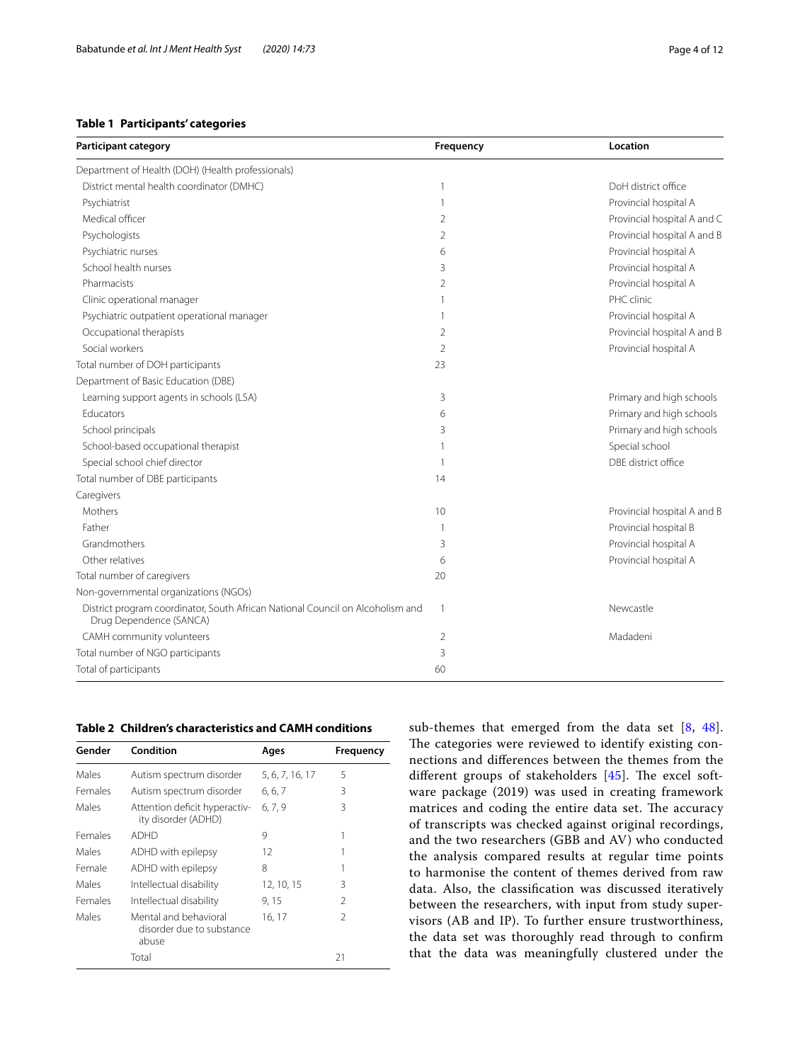**Table 1 Participants' categories**

| Participant category | Frequency | Location |
| --- | --- | --- |
| Department of Health (DOH) (Health professionals) | | |
| District mental health coordinator (DMHC) | 1 | DoH district office |
| Psychiatrist | 1 | Provincial hospital A |
| Medical officer | 2 | Provincial hospital A and C |
| Psychologists | 2 | Provincial hospital A and B |
| Psychiatric nurses | 6 | Provincial hospital A |
| School health nurses | 3 | Provincial hospital A |
| Pharmacists | 2 | Provincial hospital A |
| Clinic operational manager | 1 | PHC clinic |
| Psychiatric outpatient operational manager | 1 | Provincial hospital A |
| Occupational therapists | 2 | Provincial hospital A and B |
| Social workers | 2 | Provincial hospital A |
| Total number of DOH participants | 23 | |
| Department of Basic Education (DBE) | | |
| Learning support agents in schools (LSA) | 3 | Primary and high schools |
| Educators | 6 | Primary and high schools |
| School principals | 3 | Primary and high schools |
| School-based occupational therapist | 1 | Special school |
| Special school chief director | 1 | DBE district office |
| Total number of DBE participants | 14 | |
| Caregivers | | |
| Mothers | 10 | Provincial hospital A and B |
| Father | 1 | Provincial hospital B |
| Grandmothers | 3 | Provincial hospital A |
| Other relatives | 6 | Provincial hospital A |
| Total number of caregivers | 20 | |
| Non-governmental organizations (NGOs) | | |
| District program coordinator, South African National Council on Alcoholism and Drug Dependence (SANCA) | 1 | Newcastle |
| CAMH community volunteers | 2 | Madadeni |
| Total number of NGO participants | 3 | |
| Total of participants | 60 | |

**Table 2 Children's characteristics and CAMH conditions**

| Gender | Condition | Ages | Frequency |
| --- | --- | --- | --- |
| Males | Autism spectrum disorder | 5, 6, 7, 16, 17 | 5 |
| Females | Autism spectrum disorder | 6, 6, 7 | 3 |
| Males | Attention deficit hyperactivity disorder (ADHD) | 6, 7, 9 | 3 |
| Females | ADHD | 9 | 1 |
| Males | ADHD with epilepsy | 12 | 1 |
| Female | ADHD with epilepsy | 8 | 1 |
| Males | Intellectual disability | 12, 10, 15 | 3 |
| Females | Intellectual disability | 9, 15 | 2 |
| Males | Mental and behavioral disorder due to substance abuse | 16, 17 | 2 |
| | Total | | 21 |

sub-themes that emerged from the data set [8, 48]. The categories were reviewed to identify existing connections and differences between the themes from the different groups of stakeholders [45]. The excel software package (2019) was used in creating framework matrices and coding the entire data set. The accuracy of transcripts was checked against original recordings, and the two researchers (GBB and AV) who conducted the analysis compared results at regular time points to harmonise the content of themes derived from raw data. Also, the classification was discussed iteratively between the researchers, with input from study supervisors (AB and IP). To further ensure trustworthiness, the data set was thoroughly read through to confirm that the data was meaningfully clustered under the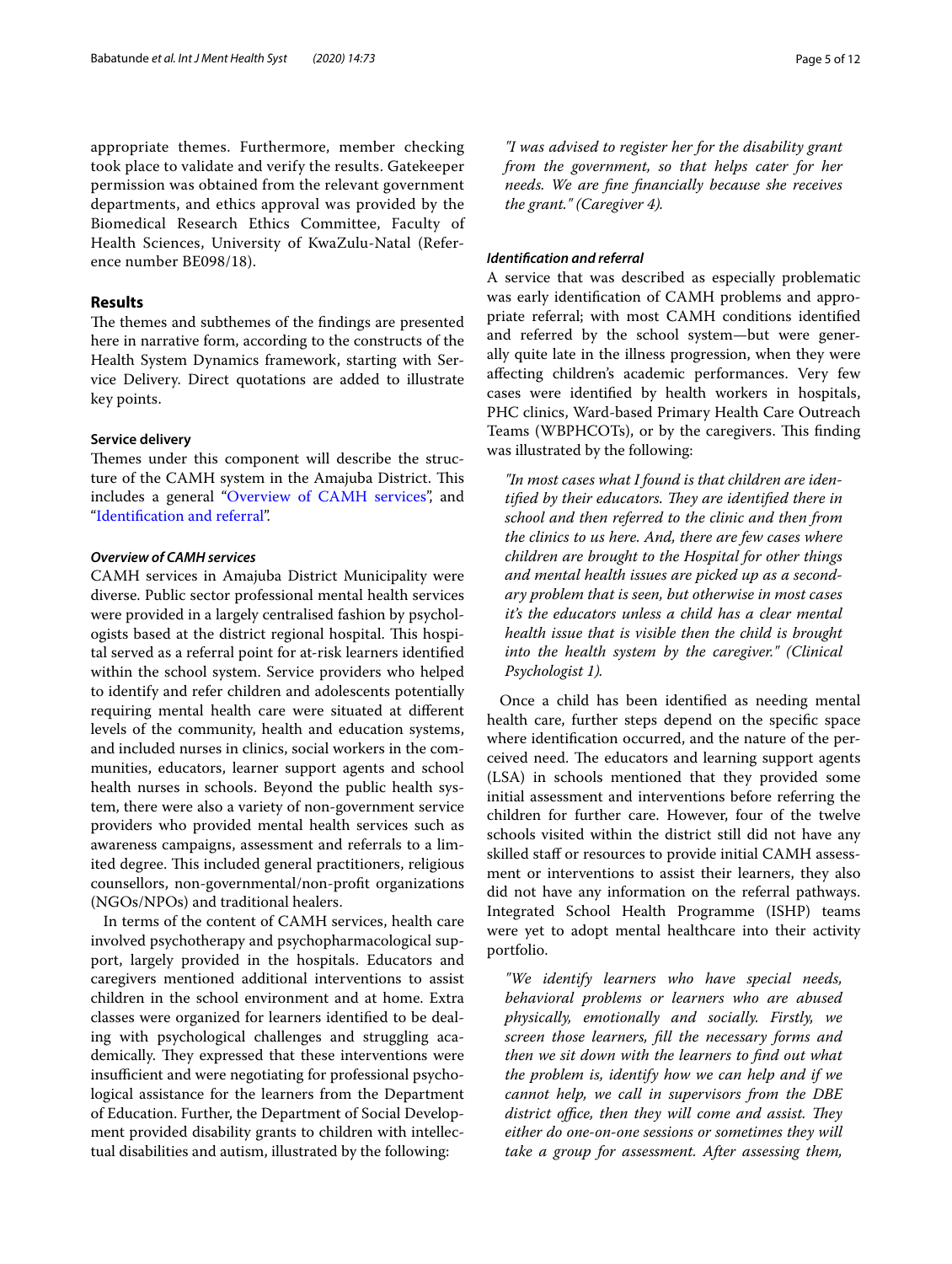appropriate themes. Furthermore, member checking took place to validate and verify the results. Gatekeeper permission was obtained from the relevant government departments, and ethics approval was provided by the Biomedical Research Ethics Committee, Faculty of Health Sciences, University of KwaZulu-Natal (Reference number BE098/18).

## Results

The themes and subthemes of the findings are presented here in narrative form, according to the constructs of the Health System Dynamics framework, starting with Service Delivery. Direct quotations are added to illustrate key points.

### Service delivery

Themes under this component will describe the structure of the CAMH system in the Amajuba District. This includes a general "Overview of CAMH services", and "Identification and referral".

#### *Overview of CAMH services*

CAMH services in Amajuba District Municipality were diverse. Public sector professional mental health services were provided in a largely centralised fashion by psychologists based at the district regional hospital. This hospital served as a referral point for at-risk learners identified within the school system. Service providers who helped to identify and refer children and adolescents potentially requiring mental health care were situated at different levels of the community, health and education systems, and included nurses in clinics, social workers in the communities, educators, learner support agents and school health nurses in schools. Beyond the public health system, there were also a variety of non-government service providers who provided mental health services such as awareness campaigns, assessment and referrals to a limited degree. This included general practitioners, religious counsellors, non-governmental/non-profit organizations (NGOs/NPOs) and traditional healers.

In terms of the content of CAMH services, health care involved psychotherapy and psychopharmacological support, largely provided in the hospitals. Educators and caregivers mentioned additional interventions to assist children in the school environment and at home. Extra classes were organized for learners identified to be dealing with psychological challenges and struggling academically. They expressed that these interventions were insufficient and were negotiating for professional psychological assistance for the learners from the Department of Education. Further, the Department of Social Development provided disability grants to children with intellectual disabilities and autism, illustrated by the following:

> *"I was advised to register her for the disability grant from the government, so that helps cater for her needs. We are fine financially because she receives the grant." (Caregiver 4).*

#### *Identification and referral*

A service that was described as especially problematic was early identification of CAMH problems and appropriate referral; with most CAMH conditions identified and referred by the school system—but were generally quite late in the illness progression, when they were affecting children's academic performances. Very few cases were identified by health workers in hospitals, PHC clinics, Ward-based Primary Health Care Outreach Teams (WBPHCOTs), or by the caregivers. This finding was illustrated by the following:

> *"In most cases what I found is that children are identified by their educators. They are identified there in school and then referred to the clinic and then from the clinics to us here. And, there are few cases where children are brought to the Hospital for other things and mental health issues are picked up as a secondary problem that is seen, but otherwise in most cases it's the educators unless a child has a clear mental health issue that is visible then the child is brought into the health system by the caregiver." (Clinical Psychologist 1).*

Once a child has been identified as needing mental health care, further steps depend on the specific space where identification occurred, and the nature of the perceived need. The educators and learning support agents (LSA) in schools mentioned that they provided some initial assessment and interventions before referring the children for further care. However, four of the twelve schools visited within the district still did not have any skilled staff or resources to provide initial CAMH assessment or interventions to assist their learners, they also did not have any information on the referral pathways. Integrated School Health Programme (ISHP) teams were yet to adopt mental healthcare into their activity portfolio.

> *"We identify learners who have special needs, behavioral problems or learners who are abused physically, emotionally and socially. Firstly, we screen those learners, fill the necessary forms and then we sit down with the learners to find out what the problem is, identify how we can help and if we cannot help, we call in supervisors from the DBE district office, then they will come and assist. They either do one-on-one sessions or sometimes they will take a group for assessment. After assessing them,*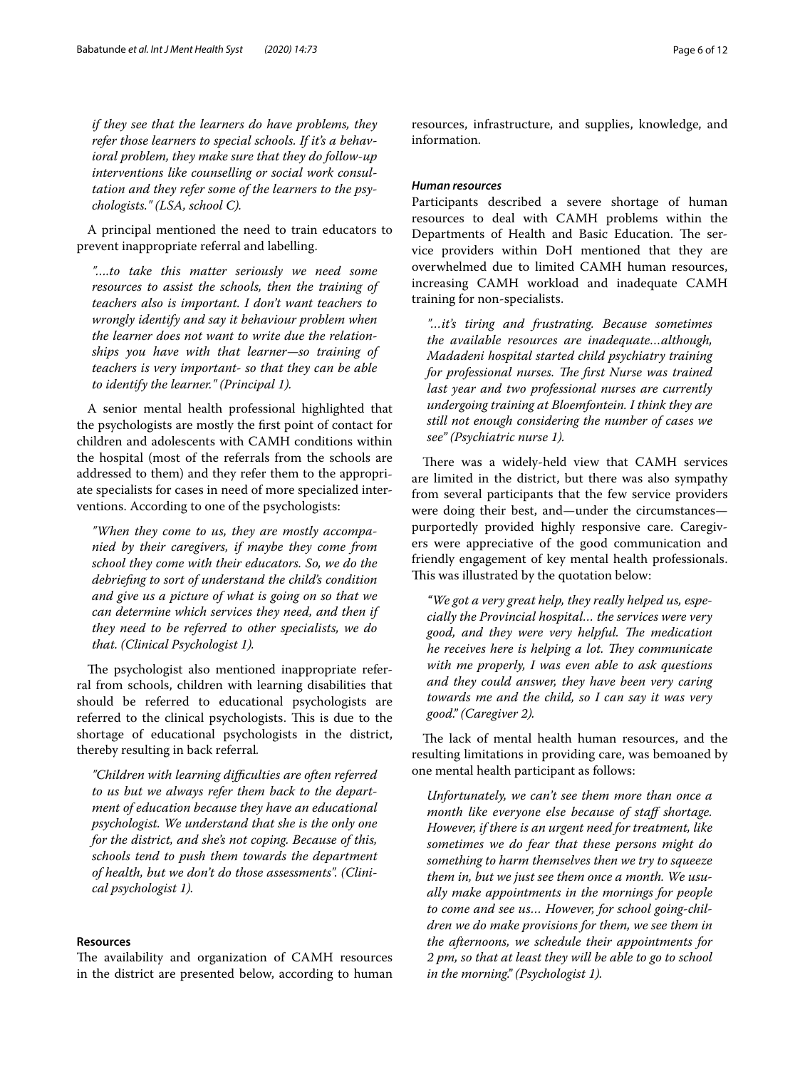*if they see that the learners do have problems, they refer those learners to special schools. If it's a behavioral problem, they make sure that they do follow-up interventions like counselling or social work consultation and they refer some of the learners to the psychologists." (LSA, school C).*

A principal mentioned the need to train educators to prevent inappropriate referral and labelling.

*"….to take this matter seriously we need some resources to assist the schools, then the training of teachers also is important. I don't want teachers to wrongly identify and say it behaviour problem when the learner does not want to write due the relationships you have with that learner—so training of teachers is very important- so that they can be able to identify the learner." (Principal 1).*

A senior mental health professional highlighted that the psychologists are mostly the first point of contact for children and adolescents with CAMH conditions within the hospital (most of the referrals from the schools are addressed to them) and they refer them to the appropriate specialists for cases in need of more specialized interventions. According to one of the psychologists:

*"When they come to us, they are mostly accompanied by their caregivers, if maybe they come from school they come with their educators. So, we do the debriefing to sort of understand the child's condition and give us a picture of what is going on so that we can determine which services they need, and then if they need to be referred to other specialists, we do that. (Clinical Psychologist 1).*

The psychologist also mentioned inappropriate referral from schools, children with learning disabilities that should be referred to educational psychologists are referred to the clinical psychologists. This is due to the shortage of educational psychologists in the district, thereby resulting in back referral.

*"Children with learning difficulties are often referred to us but we always refer them back to the department of education because they have an educational psychologist. We understand that she is the only one for the district, and she's not coping. Because of this, schools tend to push them towards the department of health, but we don't do those assessments". (Clinical psychologist 1).*

## Resources

The availability and organization of CAMH resources in the district are presented below, according to human resources, infrastructure, and supplies, knowledge, and information.

### *Human resources*

Participants described a severe shortage of human resources to deal with CAMH problems within the Departments of Health and Basic Education. The service providers within DoH mentioned that they are overwhelmed due to limited CAMH human resources, increasing CAMH workload and inadequate CAMH training for non-specialists.

*"…it's tiring and frustrating. Because sometimes the available resources are inadequate…although, Madadeni hospital started child psychiatry training for professional nurses. The first Nurse was trained last year and two professional nurses are currently undergoing training at Bloemfontein. I think they are still not enough considering the number of cases we see" (Psychiatric nurse 1).*

There was a widely-held view that CAMH services are limited in the district, but there was also sympathy from several participants that the few service providers were doing their best, and—under the circumstances—purportedly provided highly responsive care. Caregivers were appreciative of the good communication and friendly engagement of key mental health professionals. This was illustrated by the quotation below:

*"We got a very great help, they really helped us, especially the Provincial hospital… the services were very good, and they were very helpful. The medication he receives here is helping a lot. They communicate with me properly, I was even able to ask questions and they could answer, they have been very caring towards me and the child, so I can say it was very good." (Caregiver 2).*

The lack of mental health human resources, and the resulting limitations in providing care, was bemoaned by one mental health participant as follows:

*Unfortunately, we can't see them more than once a month like everyone else because of staff shortage. However, if there is an urgent need for treatment, like sometimes we do fear that these persons might do something to harm themselves then we try to squeeze them in, but we just see them once a month. We usually make appointments in the mornings for people to come and see us… However, for school going-children we do make provisions for them, we see them in the afternoons, we schedule their appointments for 2 pm, so that at least they will be able to go to school in the morning." (Psychologist 1).*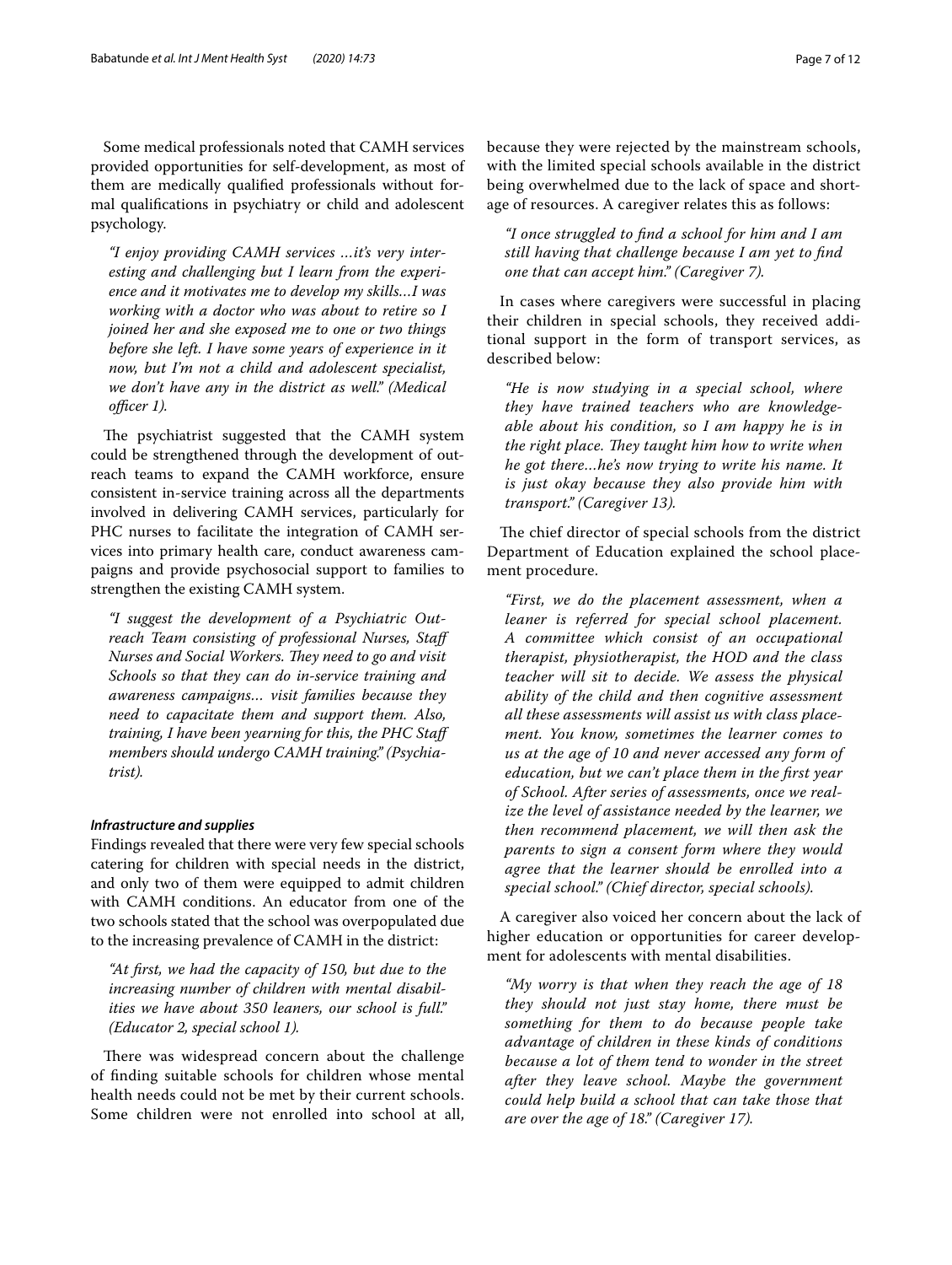Some medical professionals noted that CAMH services provided opportunities for self-development, as most of them are medically qualified professionals without formal qualifications in psychiatry or child and adolescent psychology.

> *"I enjoy providing CAMH services …it's very interesting and challenging but I learn from the experience and it motivates me to develop my skills…I was working with a doctor who was about to retire so I joined her and she exposed me to one or two things before she left. I have some years of experience in it now, but I'm not a child and adolescent specialist, we don't have any in the district as well." (Medical officer 1).*

The psychiatrist suggested that the CAMH system could be strengthened through the development of outreach teams to expand the CAMH workforce, ensure consistent in-service training across all the departments involved in delivering CAMH services, particularly for PHC nurses to facilitate the integration of CAMH services into primary health care, conduct awareness campaigns and provide psychosocial support to families to strengthen the existing CAMH system.

> *"I suggest the development of a Psychiatric Outreach Team consisting of professional Nurses, Staff Nurses and Social Workers. They need to go and visit Schools so that they can do in-service training and awareness campaigns… visit families because they need to capacitate them and support them. Also, training, I have been yearning for this, the PHC Staff members should undergo CAMH training." (Psychiatrist).*

#### *Infrastructure and supplies*

Findings revealed that there were very few special schools catering for children with special needs in the district, and only two of them were equipped to admit children with CAMH conditions. An educator from one of the two schools stated that the school was overpopulated due to the increasing prevalence of CAMH in the district:

> *"At first, we had the capacity of 150, but due to the increasing number of children with mental disabilities we have about 350 leaners, our school is full." (Educator 2, special school 1).*

There was widespread concern about the challenge of finding suitable schools for children whose mental health needs could not be met by their current schools. Some children were not enrolled into school at all, because they were rejected by the mainstream schools, with the limited special schools available in the district being overwhelmed due to the lack of space and shortage of resources. A caregiver relates this as follows:

> *"I once struggled to find a school for him and I am still having that challenge because I am yet to find one that can accept him." (Caregiver 7).*

In cases where caregivers were successful in placing their children in special schools, they received additional support in the form of transport services, as described below:

> *"He is now studying in a special school, where they have trained teachers who are knowledgeable about his condition, so I am happy he is in the right place. They taught him how to write when he got there…he's now trying to write his name. It is just okay because they also provide him with transport." (Caregiver 13).*

The chief director of special schools from the district Department of Education explained the school placement procedure.

> *"First, we do the placement assessment, when a leaner is referred for special school placement. A committee which consist of an occupational therapist, physiotherapist, the HOD and the class teacher will sit to decide. We assess the physical ability of the child and then cognitive assessment all these assessments will assist us with class placement. You know, sometimes the learner comes to us at the age of 10 and never accessed any form of education, but we can't place them in the first year of School. After series of assessments, once we realize the level of assistance needed by the learner, we then recommend placement, we will then ask the parents to sign a consent form where they would agree that the learner should be enrolled into a special school." (Chief director, special schools).*

A caregiver also voiced her concern about the lack of higher education or opportunities for career development for adolescents with mental disabilities.

> *"My worry is that when they reach the age of 18 they should not just stay home, there must be something for them to do because people take advantage of children in these kinds of conditions because a lot of them tend to wonder in the street after they leave school. Maybe the government could help build a school that can take those that are over the age of 18." (Caregiver 17).*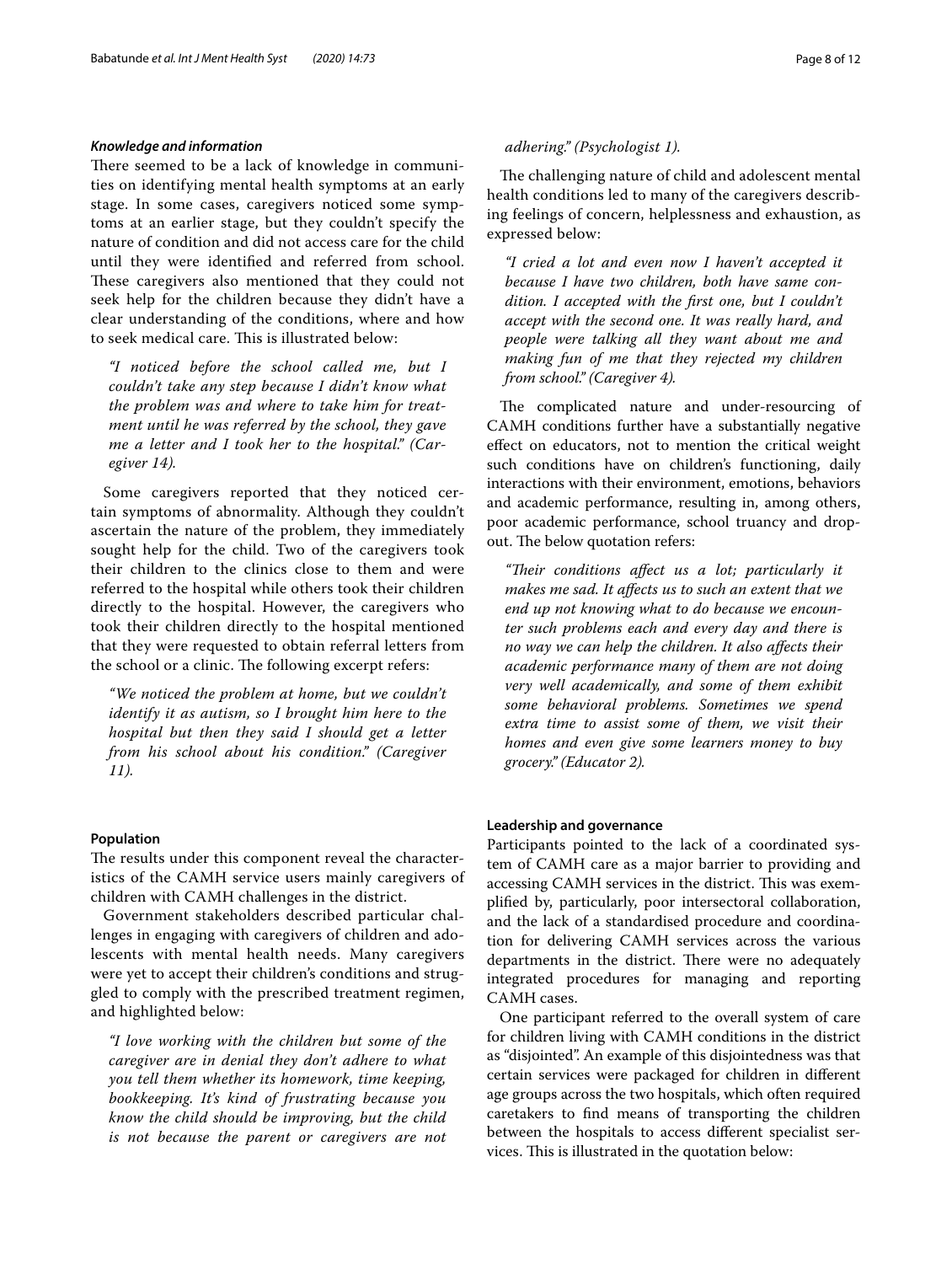### *Knowledge and information*

There seemed to be a lack of knowledge in communities on identifying mental health symptoms at an early stage. In some cases, caregivers noticed some symptoms at an earlier stage, but they couldn't specify the nature of condition and did not access care for the child until they were identified and referred from school. These caregivers also mentioned that they could not seek help for the children because they didn't have a clear understanding of the conditions, where and how to seek medical care. This is illustrated below:

> *"I noticed before the school called me, but I couldn't take any step because I didn't know what the problem was and where to take him for treatment until he was referred by the school, they gave me a letter and I took her to the hospital." (Caregiver 14).*

Some caregivers reported that they noticed certain symptoms of abnormality. Although they couldn't ascertain the nature of the problem, they immediately sought help for the child. Two of the caregivers took their children to the clinics close to them and were referred to the hospital while others took their children directly to the hospital. However, the caregivers who took their children directly to the hospital mentioned that they were requested to obtain referral letters from the school or a clinic. The following excerpt refers:

> *"We noticed the problem at home, but we couldn't identify it as autism, so I brought him here to the hospital but then they said I should get a letter from his school about his condition." (Caregiver 11).*

### **Population**

The results under this component reveal the characteristics of the CAMH service users mainly caregivers of children with CAMH challenges in the district.

Government stakeholders described particular challenges in engaging with caregivers of children and adolescents with mental health needs. Many caregivers were yet to accept their children's conditions and struggled to comply with the prescribed treatment regimen, and highlighted below:

> *"I love working with the children but some of the caregiver are in denial they don't adhere to what you tell them whether its homework, time keeping, bookkeeping. It's kind of frustrating because you know the child should be improving, but the child is not because the parent or caregivers are not adhering." (Psychologist 1).*

The challenging nature of child and adolescent mental health conditions led to many of the caregivers describing feelings of concern, helplessness and exhaustion, as expressed below:

> *"I cried a lot and even now I haven't accepted it because I have two children, both have same condition. I accepted with the first one, but I couldn't accept with the second one. It was really hard, and people were talking all they want about me and making fun of me that they rejected my children from school." (Caregiver 4).*

The complicated nature and under-resourcing of CAMH conditions further have a substantially negative effect on educators, not to mention the critical weight such conditions have on children's functioning, daily interactions with their environment, emotions, behaviors and academic performance, resulting in, among others, poor academic performance, school truancy and dropout. The below quotation refers:

> *"Their conditions affect us a lot; particularly it makes me sad. It affects us to such an extent that we end up not knowing what to do because we encounter such problems each and every day and there is no way we can help the children. It also affects their academic performance many of them are not doing very well academically, and some of them exhibit some behavioral problems. Sometimes we spend extra time to assist some of them, we visit their homes and even give some learners money to buy grocery." (Educator 2).*

### **Leadership and governance**

Participants pointed to the lack of a coordinated system of CAMH care as a major barrier to providing and accessing CAMH services in the district. This was exemplified by, particularly, poor intersectoral collaboration, and the lack of a standardised procedure and coordination for delivering CAMH services across the various departments in the district. There were no adequately integrated procedures for managing and reporting CAMH cases.

One participant referred to the overall system of care for children living with CAMH conditions in the district as "disjointed". An example of this disjointedness was that certain services were packaged for children in different age groups across the two hospitals, which often required caretakers to find means of transporting the children between the hospitals to access different specialist services. This is illustrated in the quotation below: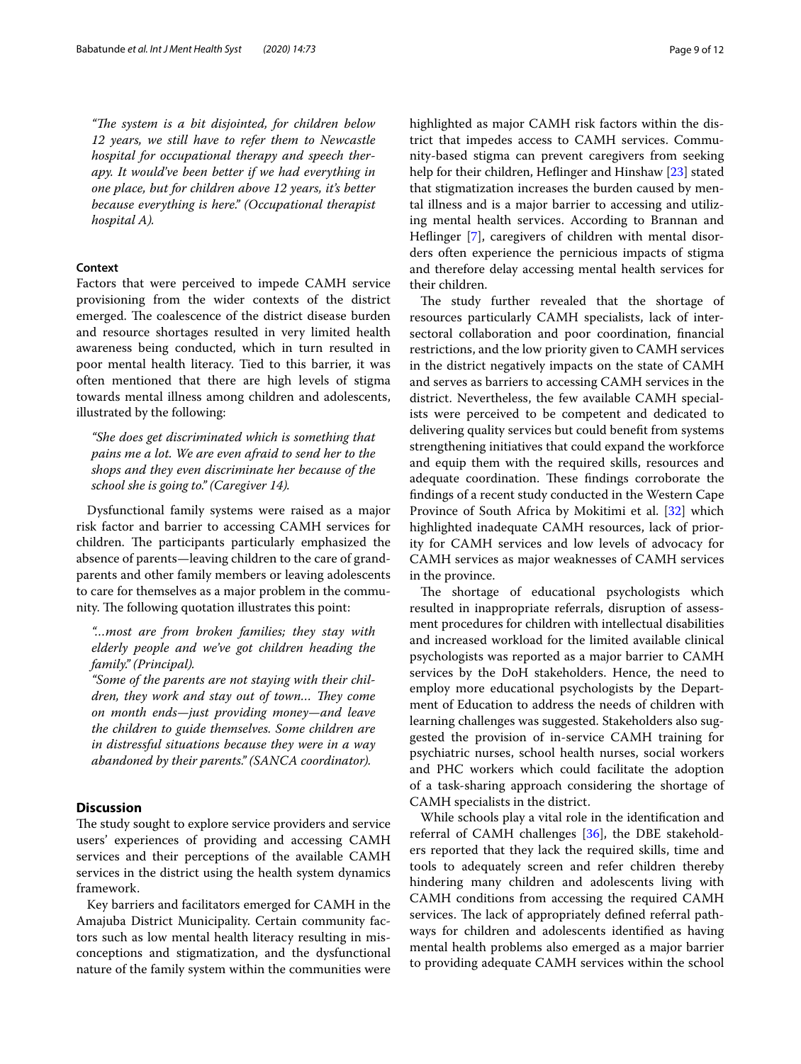*"The system is a bit disjointed, for children below 12 years, we still have to refer them to Newcastle hospital for occupational therapy and speech therapy. It would've been better if we had everything in one place, but for children above 12 years, it's better because everything is here." (Occupational therapist hospital A).*

#### Context

Factors that were perceived to impede CAMH service provisioning from the wider contexts of the district emerged. The coalescence of the district disease burden and resource shortages resulted in very limited health awareness being conducted, which in turn resulted in poor mental health literacy. Tied to this barrier, it was often mentioned that there are high levels of stigma towards mental illness among children and adolescents, illustrated by the following:

*"She does get discriminated which is something that pains me a lot. We are even afraid to send her to the shops and they even discriminate her because of the school she is going to." (Caregiver 14).*

Dysfunctional family systems were raised as a major risk factor and barrier to accessing CAMH services for children. The participants particularly emphasized the absence of parents—leaving children to the care of grandparents and other family members or leaving adolescents to care for themselves as a major problem in the community. The following quotation illustrates this point:

*"...most are from broken families; they stay with elderly people and we've got children heading the family." (Principal).*

*"Some of the parents are not staying with their children, they work and stay out of town... They come on month ends—just providing money—and leave the children to guide themselves. Some children are in distressful situations because they were in a way abandoned by their parents." (SANCA coordinator).*

## Discussion

The study sought to explore service providers and service users' experiences of providing and accessing CAMH services and their perceptions of the available CAMH services in the district using the health system dynamics framework.

Key barriers and facilitators emerged for CAMH in the Amajuba District Municipality. Certain community factors such as low mental health literacy resulting in misconceptions and stigmatization, and the dysfunctional nature of the family system within the communities were highlighted as major CAMH risk factors within the district that impedes access to CAMH services. Community-based stigma can prevent caregivers from seeking help for their children, Heflinger and Hinshaw [23] stated that stigmatization increases the burden caused by mental illness and is a major barrier to accessing and utilizing mental health services. According to Brannan and Heflinger [7], caregivers of children with mental disorders often experience the pernicious impacts of stigma and therefore delay accessing mental health services for their children.

The study further revealed that the shortage of resources particularly CAMH specialists, lack of intersectoral collaboration and poor coordination, financial restrictions, and the low priority given to CAMH services in the district negatively impacts on the state of CAMH and serves as barriers to accessing CAMH services in the district. Nevertheless, the few available CAMH specialists were perceived to be competent and dedicated to delivering quality services but could benefit from systems strengthening initiatives that could expand the workforce and equip them with the required skills, resources and adequate coordination. These findings corroborate the findings of a recent study conducted in the Western Cape Province of South Africa by Mokitimi et al. [32] which highlighted inadequate CAMH resources, lack of priority for CAMH services and low levels of advocacy for CAMH services as major weaknesses of CAMH services in the province.

The shortage of educational psychologists which resulted in inappropriate referrals, disruption of assessment procedures for children with intellectual disabilities and increased workload for the limited available clinical psychologists was reported as a major barrier to CAMH services by the DoH stakeholders. Hence, the need to employ more educational psychologists by the Department of Education to address the needs of children with learning challenges was suggested. Stakeholders also suggested the provision of in-service CAMH training for psychiatric nurses, school health nurses, social workers and PHC workers which could facilitate the adoption of a task-sharing approach considering the shortage of CAMH specialists in the district.

While schools play a vital role in the identification and referral of CAMH challenges [36], the DBE stakeholders reported that they lack the required skills, time and tools to adequately screen and refer children thereby hindering many children and adolescents living with CAMH conditions from accessing the required CAMH services. The lack of appropriately defined referral pathways for children and adolescents identified as having mental health problems also emerged as a major barrier to providing adequate CAMH services within the school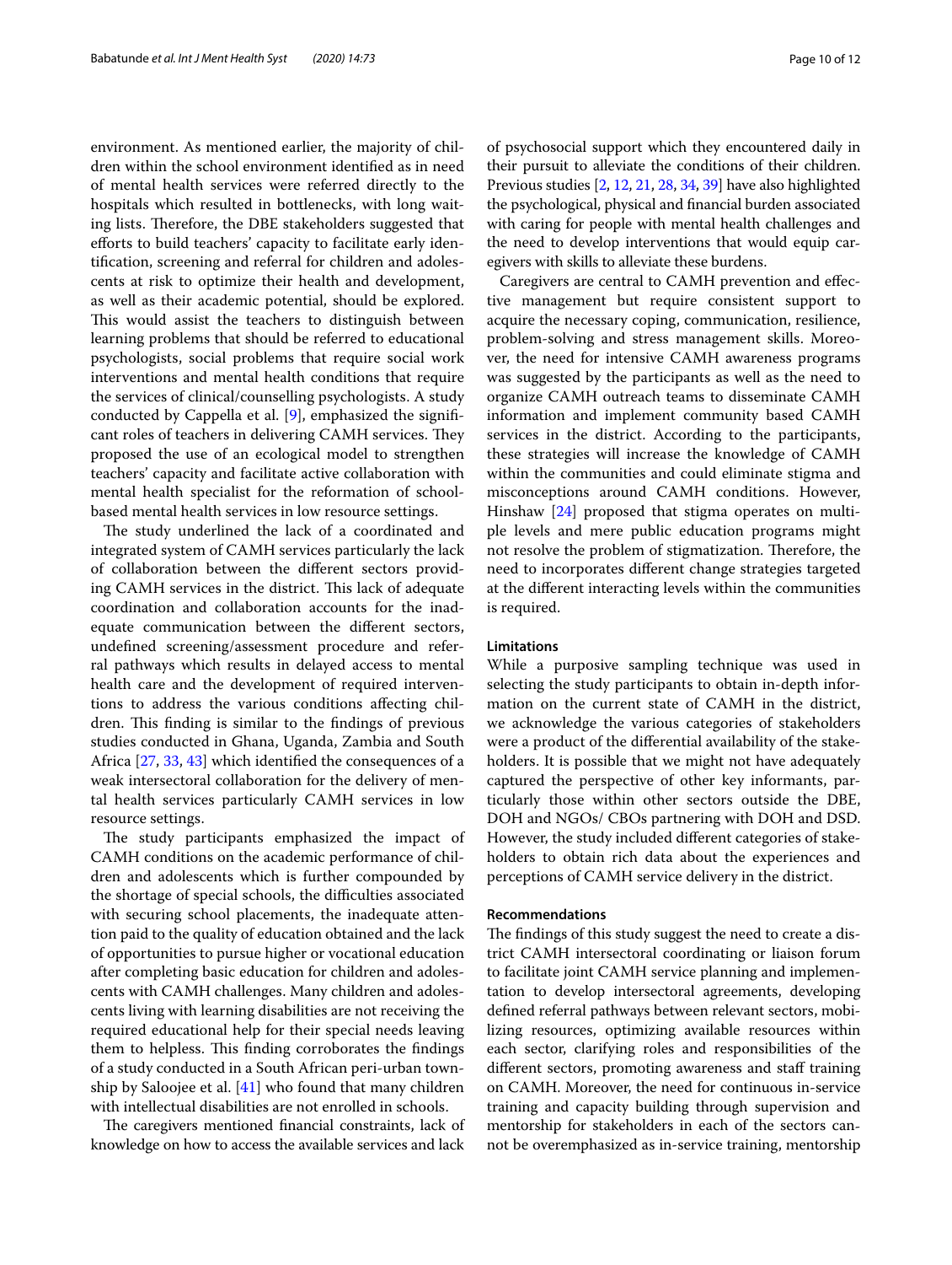environment. As mentioned earlier, the majority of children within the school environment identified as in need of mental health services were referred directly to the hospitals which resulted in bottlenecks, with long waiting lists. Therefore, the DBE stakeholders suggested that efforts to build teachers' capacity to facilitate early identification, screening and referral for children and adolescents at risk to optimize their health and development, as well as their academic potential, should be explored. This would assist the teachers to distinguish between learning problems that should be referred to educational psychologists, social problems that require social work interventions and mental health conditions that require the services of clinical/counselling psychologists. A study conducted by Cappella et al. [9], emphasized the significant roles of teachers in delivering CAMH services. They proposed the use of an ecological model to strengthen teachers' capacity and facilitate active collaboration with mental health specialist for the reformation of school-based mental health services in low resource settings.

The study underlined the lack of a coordinated and integrated system of CAMH services particularly the lack of collaboration between the different sectors providing CAMH services in the district. This lack of adequate coordination and collaboration accounts for the inadequate communication between the different sectors, undefined screening/assessment procedure and referral pathways which results in delayed access to mental health care and the development of required interventions to address the various conditions affecting children. This finding is similar to the findings of previous studies conducted in Ghana, Uganda, Zambia and South Africa [27, 33, 43] which identified the consequences of a weak intersectoral collaboration for the delivery of mental health services particularly CAMH services in low resource settings.

The study participants emphasized the impact of CAMH conditions on the academic performance of children and adolescents which is further compounded by the shortage of special schools, the difficulties associated with securing school placements, the inadequate attention paid to the quality of education obtained and the lack of opportunities to pursue higher or vocational education after completing basic education for children and adolescents with CAMH challenges. Many children and adolescents living with learning disabilities are not receiving the required educational help for their special needs leaving them to helpless. This finding corroborates the findings of a study conducted in a South African peri-urban township by Saloojee et al. [41] who found that many children with intellectual disabilities are not enrolled in schools.

The caregivers mentioned financial constraints, lack of knowledge on how to access the available services and lack of psychosocial support which they encountered daily in their pursuit to alleviate the conditions of their children. Previous studies [2, 12, 21, 28, 34, 39] have also highlighted the psychological, physical and financial burden associated with caring for people with mental health challenges and the need to develop interventions that would equip caregivers with skills to alleviate these burdens.

Caregivers are central to CAMH prevention and effective management but require consistent support to acquire the necessary coping, communication, resilience, problem-solving and stress management skills. Moreover, the need for intensive CAMH awareness programs was suggested by the participants as well as the need to organize CAMH outreach teams to disseminate CAMH information and implement community based CAMH services in the district. According to the participants, these strategies will increase the knowledge of CAMH within the communities and could eliminate stigma and misconceptions around CAMH conditions. However, Hinshaw [24] proposed that stigma operates on multiple levels and mere public education programs might not resolve the problem of stigmatization. Therefore, the need to incorporates different change strategies targeted at the different interacting levels within the communities is required.

### Limitations

While a purposive sampling technique was used in selecting the study participants to obtain in-depth information on the current state of CAMH in the district, we acknowledge the various categories of stakeholders were a product of the differential availability of the stakeholders. It is possible that we might not have adequately captured the perspective of other key informants, particularly those within other sectors outside the DBE, DOH and NGOs/ CBOs partnering with DOH and DSD. However, the study included different categories of stakeholders to obtain rich data about the experiences and perceptions of CAMH service delivery in the district.

### Recommendations

The findings of this study suggest the need to create a district CAMH intersectoral coordinating or liaison forum to facilitate joint CAMH service planning and implementation to develop intersectoral agreements, developing defined referral pathways between relevant sectors, mobilizing resources, optimizing available resources within each sector, clarifying roles and responsibilities of the different sectors, promoting awareness and staff training on CAMH. Moreover, the need for continuous in-service training and capacity building through supervision and mentorship for stakeholders in each of the sectors cannot be overemphasized as in-service training, mentorship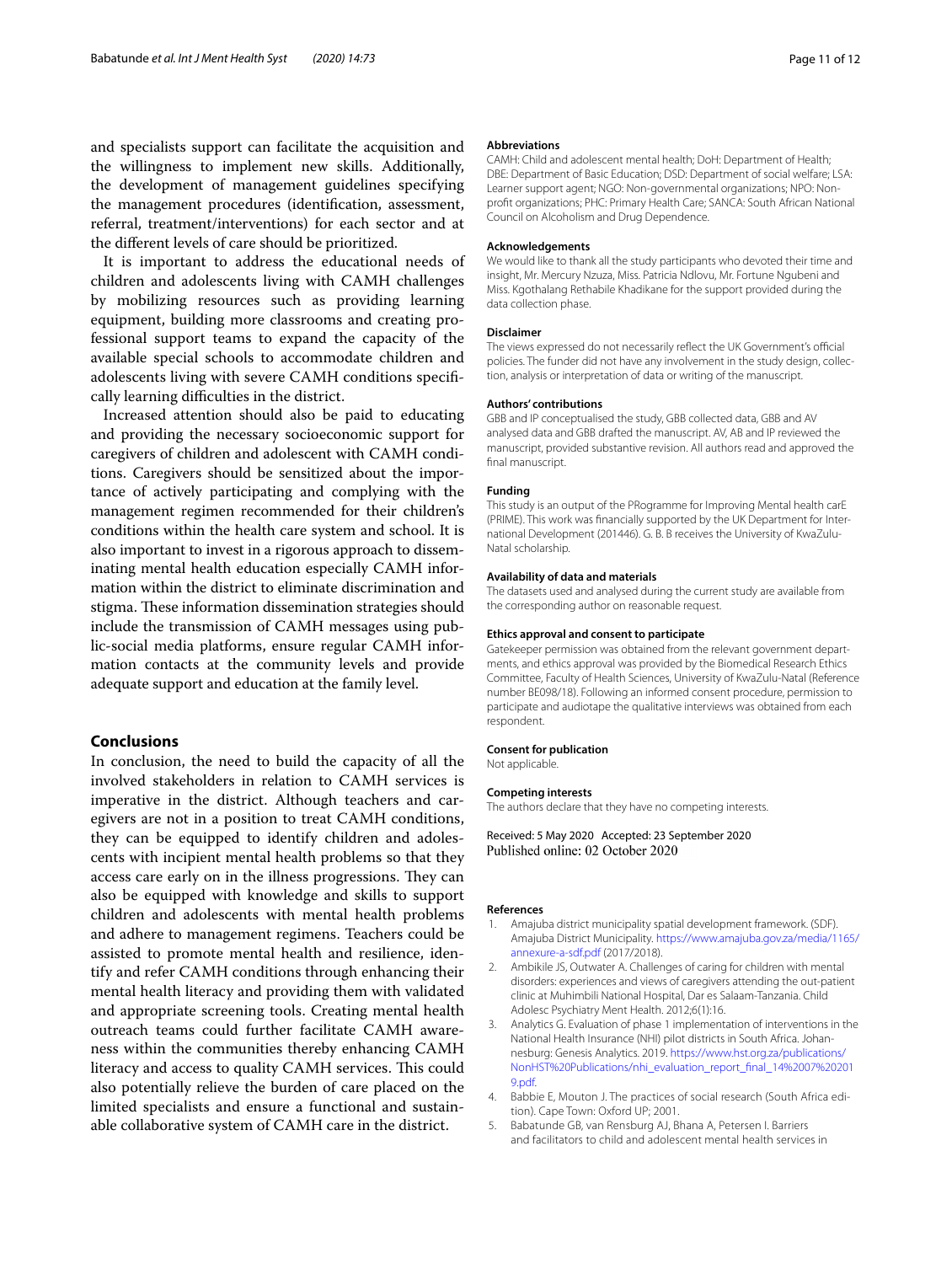and specialists support can facilitate the acquisition and the willingness to implement new skills. Additionally, the development of management guidelines specifying the management procedures (identification, assessment, referral, treatment/interventions) for each sector and at the different levels of care should be prioritized.

It is important to address the educational needs of children and adolescents living with CAMH challenges by mobilizing resources such as providing learning equipment, building more classrooms and creating professional support teams to expand the capacity of the available special schools to accommodate children and adolescents living with severe CAMH conditions specifically learning difficulties in the district.

Increased attention should also be paid to educating and providing the necessary socioeconomic support for caregivers of children and adolescent with CAMH conditions. Caregivers should be sensitized about the importance of actively participating and complying with the management regimen recommended for their children's conditions within the health care system and school. It is also important to invest in a rigorous approach to disseminating mental health education especially CAMH information within the district to eliminate discrimination and stigma. These information dissemination strategies should include the transmission of CAMH messages using public-social media platforms, ensure regular CAMH information contacts at the community levels and provide adequate support and education at the family level.

## Conclusions

In conclusion, the need to build the capacity of all the involved stakeholders in relation to CAMH services is imperative in the district. Although teachers and caregivers are not in a position to treat CAMH conditions, they can be equipped to identify children and adolescents with incipient mental health problems so that they access care early on in the illness progressions. They can also be equipped with knowledge and skills to support children and adolescents with mental health problems and adhere to management regimens. Teachers could be assisted to promote mental health and resilience, identify and refer CAMH conditions through enhancing their mental health literacy and providing them with validated and appropriate screening tools. Creating mental health outreach teams could further facilitate CAMH awareness within the communities thereby enhancing CAMH literacy and access to quality CAMH services. This could also potentially relieve the burden of care placed on the limited specialists and ensure a functional and sustainable collaborative system of CAMH care in the district.

#### Abbreviations

CAMH: Child and adolescent mental health; DoH: Department of Health; DBE: Department of Basic Education; DSD: Department of social welfare; LSA: Learner support agent; NGO: Non-governmental organizations; NPO: Non-profit organizations; PHC: Primary Health Care; SANCA: South African National Council on Alcoholism and Drug Dependence.

#### Acknowledgements

We would like to thank all the study participants who devoted their time and insight, Mr. Mercury Nzuza, Miss. Patricia Ndlovu, Mr. Fortune Ngubeni and Miss. Kgothalang Rethabile Khadikane for the support provided during the data collection phase.

#### Disclaimer

The views expressed do not necessarily reflect the UK Government's official policies. The funder did not have any involvement in the study design, collection, analysis or interpretation of data or writing of the manuscript.

#### Authors' contributions

GBB and IP conceptualised the study, GBB collected data, GBB and AV analysed data and GBB drafted the manuscript. AV, AB and IP reviewed the manuscript, provided substantive revision. All authors read and approved the final manuscript.

#### Funding

This study is an output of the PRogramme for Improving Mental health carE (PRIME). This work was financially supported by the UK Department for International Development (201446). G. B. B receives the University of KwaZulu-Natal scholarship.

#### Availability of data and materials

The datasets used and analysed during the current study are available from the corresponding author on reasonable request.

#### Ethics approval and consent to participate

Gatekeeper permission was obtained from the relevant government departments, and ethics approval was provided by the Biomedical Research Ethics Committee, Faculty of Health Sciences, University of KwaZulu-Natal (Reference number BE098/18). Following an informed consent procedure, permission to participate and audiotape the qualitative interviews was obtained from each respondent.

#### Consent for publication

Not applicable.

#### Competing interests

The authors declare that they have no competing interests.

Received: 5 May 2020 Accepted: 23 September 2020
Published online: 02 October 2020

#### References

1. Amajuba district municipality spatial development framework. (SDF). Amajuba District Municipality. https://www.amajuba.gov.za/media/1165/annexure-a-sdf.pdf (2017/2018).
2. Ambikile JS, Outwater A. Challenges of caring for children with mental disorders: experiences and views of caregivers attending the out-patient clinic at Muhimbili National Hospital, Dar es Salaam-Tanzania. Child Adolesc Psychiatry Ment Health. 2012;6(1):16.
3. Analytics G. Evaluation of phase 1 implementation of interventions in the National Health Insurance (NHI) pilot districts in South Africa. Johannesburg: Genesis Analytics. 2019. https://www.hst.org.za/publications/NonHST%20Publications/nhi_evaluation_report_final_14%2007%202019.pdf.
4. Babbie E, Mouton J. The practices of social research (South Africa edition). Cape Town: Oxford UP; 2001.
5. Babatunde GB, van Rensburg AJ, Bhana A, Petersen I. Barriers and facilitators to child and adolescent mental health services in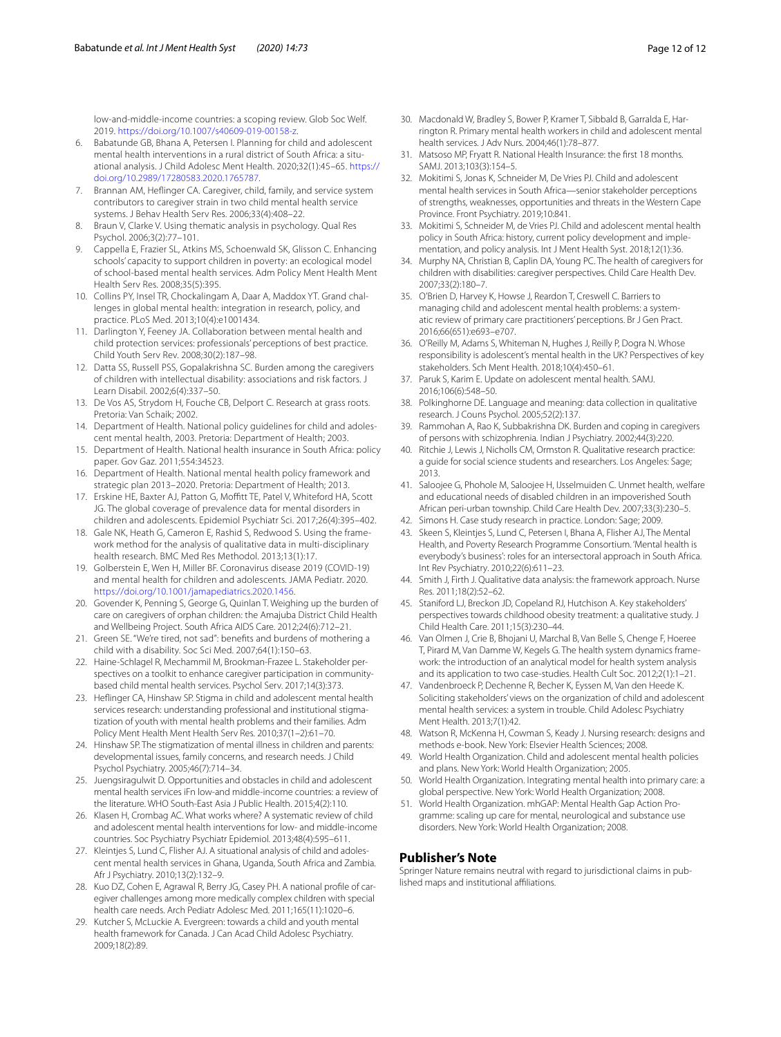low-and-middle-income countries: a scoping review. Glob Soc Welf. 2019. https://doi.org/10.1007/s40609-019-00158-z.

6. Babatunde GB, Bhana A, Petersen I. Planning for child and adolescent mental health interventions in a rural district of South Africa: a situational analysis. J Child Adolesc Ment Health. 2020;32(1):45–65. https://doi.org/10.2989/17280583.2020.1765787.
7. Brannan AM, Heflinger CA. Caregiver, child, family, and service system contributors to caregiver strain in two child mental health service systems. J Behav Health Serv Res. 2006;33(4):408–22.
8. Braun V, Clarke V. Using thematic analysis in psychology. Qual Res Psychol. 2006;3(2):77–101.
9. Cappella E, Frazier SL, Atkins MS, Schoenwald SK, Glisson C. Enhancing schools' capacity to support children in poverty: an ecological model of school-based mental health services. Adm Policy Ment Health Ment Health Serv Res. 2008;35(5):395.
10. Collins PY, Insel TR, Chockalingam A, Daar A, Maddox YT. Grand challenges in global mental health: integration in research, policy, and practice. PLoS Med. 2013;10(4):e1001434.
11. Darlington Y, Feeney JA. Collaboration between mental health and child protection services: professionals' perceptions of best practice. Child Youth Serv Rev. 2008;30(2):187–98.
12. Datta SS, Russell PSS, Gopalakrishna SC. Burden among the caregivers of children with intellectual disability: associations and risk factors. J Learn Disabil. 2002;6(4):337–50.
13. De Vos AS, Strydom H, Fouche CB, Delport C. Research at grass roots. Pretoria: Van Schaik; 2002.
14. Department of Health. National policy guidelines for child and adolescent mental health, 2003. Pretoria: Department of Health; 2003.
15. Department of Health. National health insurance in South Africa: policy paper. Gov Gaz. 2011;554:34523.
16. Department of Health. National mental health policy framework and strategic plan 2013–2020. Pretoria: Department of Health; 2013.
17. Erskine HE, Baxter AJ, Patton G, Moffitt TE, Patel V, Whiteford HA, Scott JG. The global coverage of prevalence data for mental disorders in children and adolescents. Epidemiol Psychiatr Sci. 2017;26(4):395–402.
18. Gale NK, Heath G, Cameron E, Rashid S, Redwood S. Using the framework method for the analysis of qualitative data in multi-disciplinary health research. BMC Med Res Methodol. 2013;13(1):17.
19. Golberstein E, Wen H, Miller BF. Coronavirus disease 2019 (COVID-19) and mental health for children and adolescents. JAMA Pediatr. 2020. https://doi.org/10.1001/jamapediatrics.2020.1456.
20. Govender K, Penning S, George G, Quinlan T. Weighing up the burden of care on caregivers of orphan children: the Amajuba District Child Health and Wellbeing Project. South Africa AIDS Care. 2012;24(6):712–21.
21. Green SE. "We're tired, not sad": benefits and burdens of mothering a child with a disability. Soc Sci Med. 2007;64(1):150–63.
22. Haine-Schlagel R, Mechammil M, Brookman-Frazee L. Stakeholder perspectives on a toolkit to enhance caregiver participation in community-based child mental health services. Psychol Serv. 2017;14(3):373.
23. Heflinger CA, Hinshaw SP. Stigma in child and adolescent mental health services research: understanding professional and institutional stigmatization of youth with mental health problems and their families. Adm Policy Ment Health Ment Health Serv Res. 2010;37(1–2):61–70.
24. Hinshaw SP. The stigmatization of mental illness in children and parents: developmental issues, family concerns, and research needs. J Child Psychol Psychiatry. 2005;46(7):714–34.
25. Juengsiragulwit D. Opportunities and obstacles in child and adolescent mental health services iFn low-and middle-income countries: a review of the literature. WHO South-East Asia J Public Health. 2015;4(2):110.
26. Klasen H, Crombag AC. What works where? A systematic review of child and adolescent mental health interventions for low- and middle-income countries. Soc Psychiatry Psychiatr Epidemiol. 2013;48(4):595–611.
27. Kleintjes S, Lund C, Flisher AJ. A situational analysis of child and adolescent mental health services in Ghana, Uganda, South Africa and Zambia. Afr J Psychiatry. 2010;13(2):132–9.
28. Kuo DZ, Cohen E, Agrawal R, Berry JG, Casey PH. A national profile of caregiver challenges among more medically complex children with special health care needs. Arch Pediatr Adolesc Med. 2011;165(11):1020–6.
29. Kutcher S, McLuckie A. Evergreen: towards a child and youth mental health framework for Canada. J Can Acad Child Adolesc Psychiatry. 2009;18(2):89.
30. Macdonald W, Bradley S, Bower P, Kramer T, Sibbald B, Garralda E, Harrington R. Primary mental health workers in child and adolescent mental health services. J Adv Nurs. 2004;46(1):78–877.
31. Matsoso MP, Fryatt R. National Health Insurance: the first 18 months. SAMJ. 2013;103(3):154–5.
32. Mokitimi S, Jonas K, Schneider M, De Vries PJ. Child and adolescent mental health services in South Africa—senior stakeholder perceptions of strengths, weaknesses, opportunities and threats in the Western Cape Province. Front Psychiatry. 2019;10:841.
33. Mokitimi S, Schneider M, de Vries PJ. Child and adolescent mental health policy in South Africa: history, current policy development and implementation, and policy analysis. Int J Ment Health Syst. 2018;12(1):36.
34. Murphy NA, Christian B, Caplin DA, Young PC. The health of caregivers for children with disabilities: caregiver perspectives. Child Care Health Dev. 2007;33(2):180–7.
35. O'Brien D, Harvey K, Howse J, Reardon T, Creswell C. Barriers to managing child and adolescent mental health problems: a systematic review of primary care practitioners' perceptions. Br J Gen Pract. 2016;66(651):e693–e707.
36. O'Reilly M, Adams S, Whiteman N, Hughes J, Reilly P, Dogra N. Whose responsibility is adolescent's mental health in the UK? Perspectives of key stakeholders. Sch Ment Health. 2018;10(4):450–61.
37. Paruk S, Karim E. Update on adolescent mental health. SAMJ. 2016;106(6):548–50.
38. Polkinghorne DE. Language and meaning: data collection in qualitative research. J Couns Psychol. 2005;52(2):137.
39. Rammohan A, Rao K, Subbakrishna DK. Burden and coping in caregivers of persons with schizophrenia. Indian J Psychiatry. 2002;44(3):220.
40. Ritchie J, Lewis J, Nicholls CM, Ormston R. Qualitative research practice: a guide for social science students and researchers. Los Angeles: Sage; 2013.
41. Saloojee G, Phohole M, Saloojee H, IJsselmuiden C. Unmet health, welfare and educational needs of disabled children in an impoverished South African peri-urban township. Child Care Health Dev. 2007;33(3):230–5.
42. Simons H. Case study research in practice. London: Sage; 2009.
43. Skeen S, Kleintjes S, Lund C, Petersen I, Bhana A, Flisher AJ, The Mental Health, and Poverty Research Programme Consortium. 'Mental health is everybody's business': roles for an intersectoral approach in South Africa. Int Rev Psychiatry. 2010;22(6):611–23.
44. Smith J, Firth J. Qualitative data analysis: the framework approach. Nurse Res. 2011;18(2):52–62.
45. Staniford LJ, Breckon JD, Copeland RJ, Hutchison A. Key stakeholders' perspectives towards childhood obesity treatment: a qualitative study. J Child Health Care. 2011;15(3):230–44.
46. Van Olmen J, Crie B, Bhojani U, Marchal B, Van Belle S, Chenge F, Hoeree T, Pirard M, Van Damme W, Kegels G. The health system dynamics framework: the introduction of an analytical model for health system analysis and its application to two case-studies. Health Cult Soc. 2012;2(1):1–21.
47. Vandenbroeck P, Dechenne R, Becher K, Eyssen M, Van den Heede K. Soliciting stakeholders' views on the organization of child and adolescent mental health services: a system in trouble. Child Adolesc Psychiatry Ment Health. 2013;7(1):42.
48. Watson R, McKenna H, Cowman S, Keady J. Nursing research: designs and methods e-book. New York: Elsevier Health Sciences; 2008.
49. World Health Organization. Child and adolescent mental health policies and plans. New York: World Health Organization; 2005.
50. World Health Organization. Integrating mental health into primary care: a global perspective. New York: World Health Organization; 2008.
51. World Health Organization. mhGAP: Mental Health Gap Action Programme: scaling up care for mental, neurological and substance use disorders. New York: World Health Organization; 2008.

## Publisher's Note

Springer Nature remains neutral with regard to jurisdictional claims in published maps and institutional affiliations.